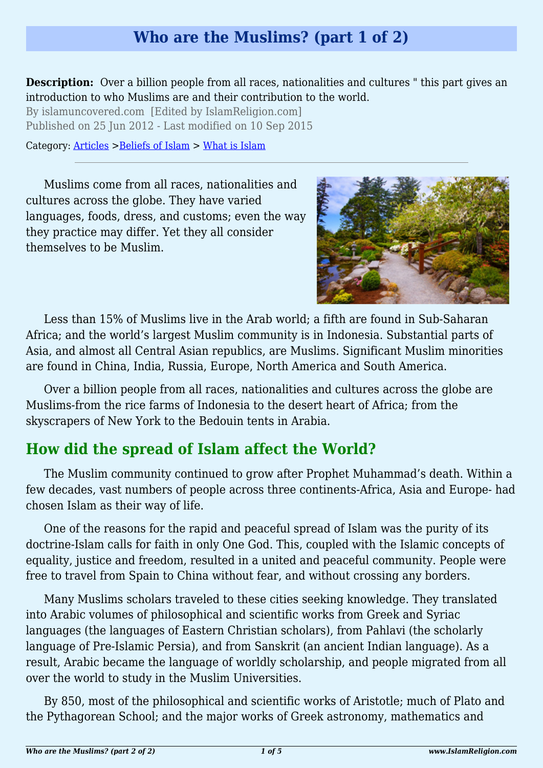# Who are the Muslims? (part 1 of 2)

**Description:** Over a billion people from all races, nationalities and cultures " this part gives an introduction to who Muslims are and their contribution to the world.

By islamuncovered.com [Edited by IslamReligion.com]

Published on 25 Jun 2012 - Last modified on 10 Sep 2015

Category: Articles >Beliefs of Islam > What is Islam

---

Muslims come from all races, nationalities and cultures across the globe. They have varied languages, foods, dress, and customs; even the way they practice may differ. Yet they all consider themselves to be Muslim.

Less than 15% of Muslims live in the Arab world; a fifth are found in Sub-Saharan Africa; and the world's largest Muslim community is in Indonesia. Substantial parts of Asia, and almost all Central Asian republics, are Muslims. Significant Muslim minorities are found in China, India, Russia, Europe, North America and South America.

Over a billion people from all races, nationalities and cultures across the globe are Muslims-from the rice farms of Indonesia to the desert heart of Africa; from the skyscrapers of New York to the Bedouin tents in Arabia.

## How did the spread of Islam affect the World?

The Muslim community continued to grow after Prophet Muhammad's death. Within a few decades, vast numbers of people across three continents-Africa, Asia and Europe- had chosen Islam as their way of life.

One of the reasons for the rapid and peaceful spread of Islam was the purity of its doctrine-Islam calls for faith in only One God. This, coupled with the Islamic concepts of equality, justice and freedom, resulted in a united and peaceful community. People were free to travel from Spain to China without fear, and without crossing any borders.

Many Muslims scholars traveled to these cities seeking knowledge. They translated into Arabic volumes of philosophical and scientific works from Greek and Syriac languages (the languages of Eastern Christian scholars), from Pahlavi (the scholarly language of Pre-Islamic Persia), and from Sanskrit (an ancient Indian language). As a result, Arabic became the language of worldly scholarship, and people migrated from all over the world to study in the Muslim Universities.

By 850, most of the philosophical and scientific works of Aristotle; much of Plato and the Pythagorean School; and the major works of Greek astronomy, mathematics and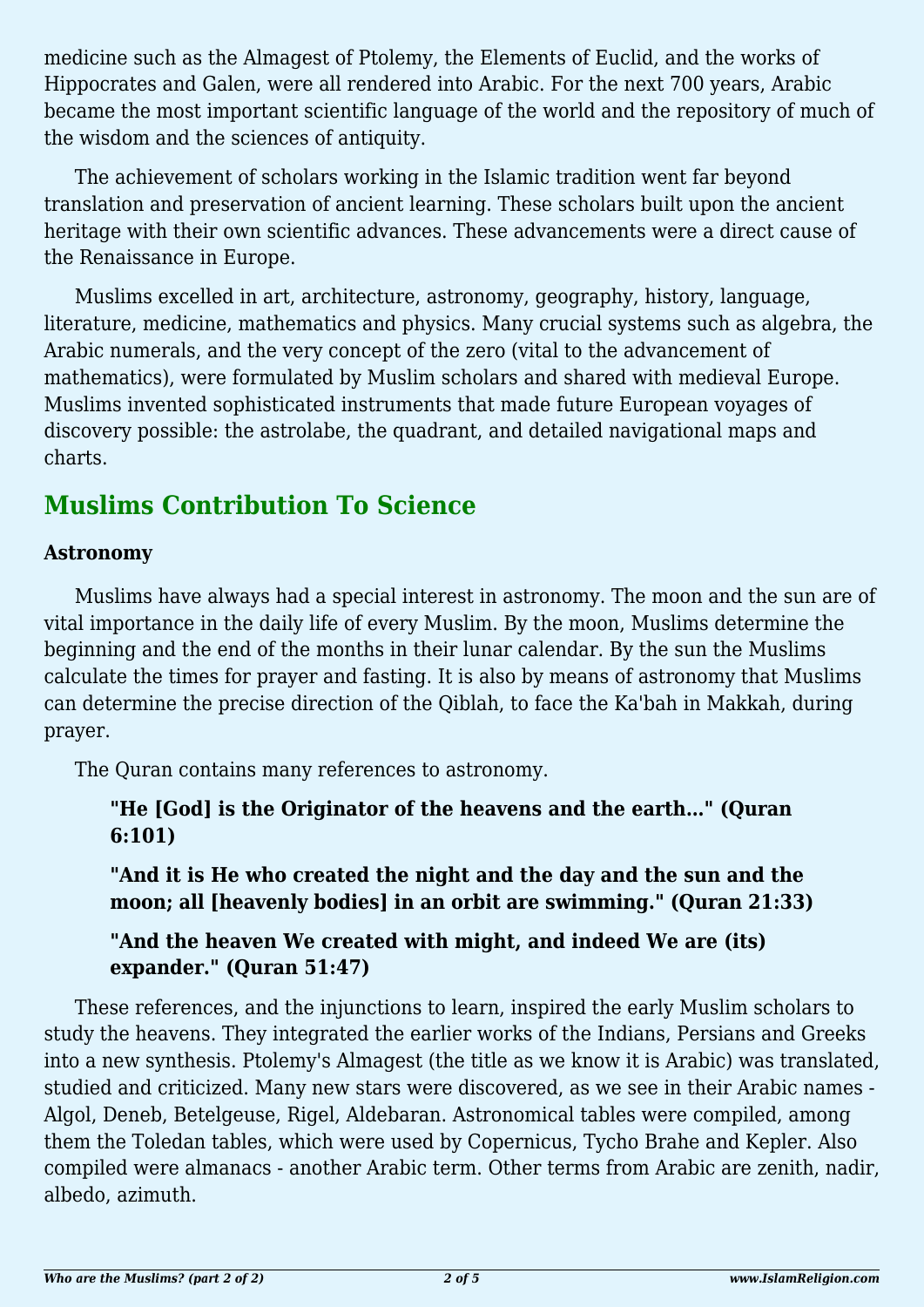medicine such as the Almagest of Ptolemy, the Elements of Euclid, and the works of Hippocrates and Galen, were all rendered into Arabic. For the next 700 years, Arabic became the most important scientific language of the world and the repository of much of the wisdom and the sciences of antiquity.

The achievement of scholars working in the Islamic tradition went far beyond translation and preservation of ancient learning. These scholars built upon the ancient heritage with their own scientific advances. These advancements were a direct cause of the Renaissance in Europe.

Muslims excelled in art, architecture, astronomy, geography, history, language, literature, medicine, mathematics and physics. Many crucial systems such as algebra, the Arabic numerals, and the very concept of the zero (vital to the advancement of mathematics), were formulated by Muslim scholars and shared with medieval Europe. Muslims invented sophisticated instruments that made future European voyages of discovery possible: the astrolabe, the quadrant, and detailed navigational maps and charts.

## Muslims Contribution To Science

**Astronomy**

Muslims have always had a special interest in astronomy. The moon and the sun are of vital importance in the daily life of every Muslim. By the moon, Muslims determine the beginning and the end of the months in their lunar calendar. By the sun the Muslims calculate the times for prayer and fasting. It is also by means of astronomy that Muslims can determine the precise direction of the Qiblah, to face the Ka'bah in Makkah, during prayer.

The Quran contains many references to astronomy.

> **"He [God] is the Originator of the heavens and the earth…" (Quran 6:101)**
>
> **"And it is He who created the night and the day and the sun and the moon; all [heavenly bodies] in an orbit are swimming." (Quran 21:33)**
>
> **"And the heaven We created with might, and indeed We are (its) expander." (Quran 51:47)**

These references, and the injunctions to learn, inspired the early Muslim scholars to study the heavens. They integrated the earlier works of the Indians, Persians and Greeks into a new synthesis. Ptolemy's Almagest (the title as we know it is Arabic) was translated, studied and criticized. Many new stars were discovered, as we see in their Arabic names - Algol, Deneb, Betelgeuse, Rigel, Aldebaran. Astronomical tables were compiled, among them the Toledan tables, which were used by Copernicus, Tycho Brahe and Kepler. Also compiled were almanacs - another Arabic term. Other terms from Arabic are zenith, nadir, albedo, azimuth.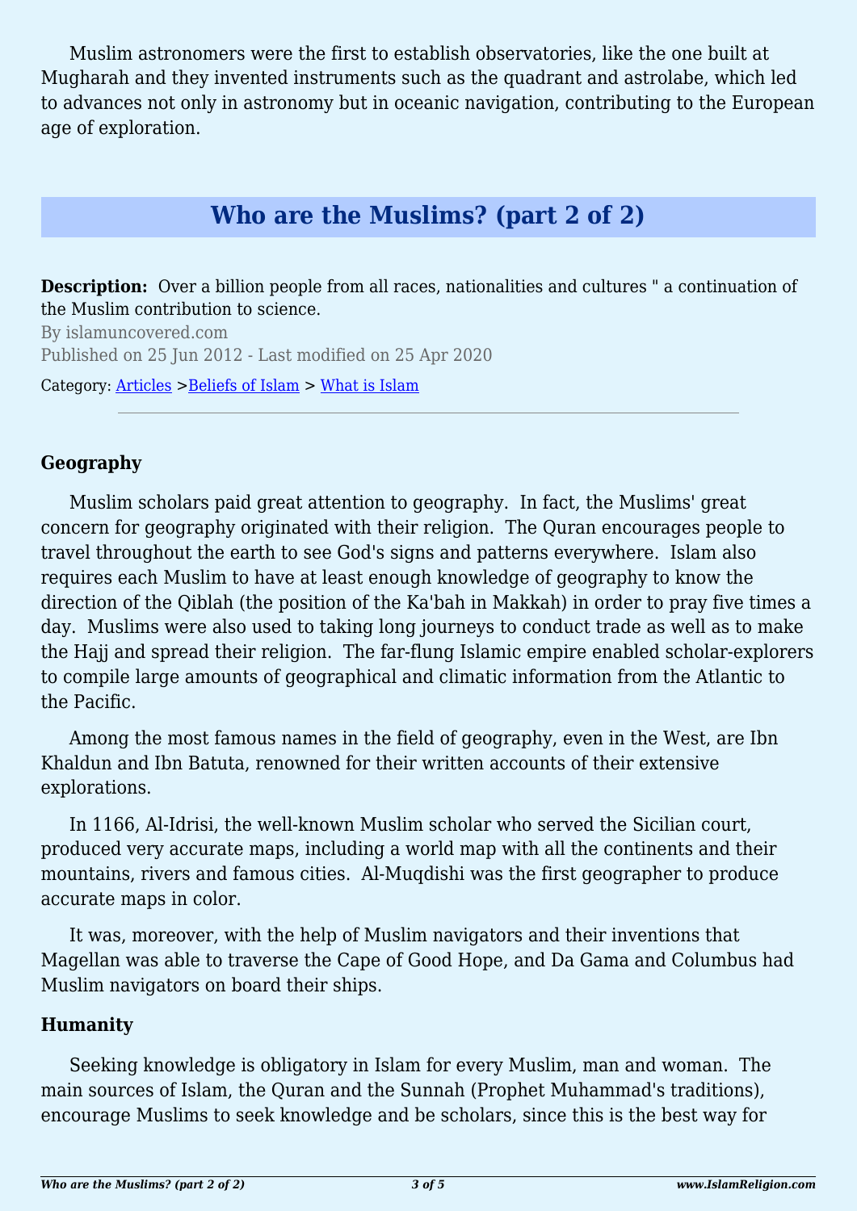Muslim astronomers were the first to establish observatories, like the one built at Mugharah and they invented instruments such as the quadrant and astrolabe, which led to advances not only in astronomy but in oceanic navigation, contributing to the European age of exploration.

# Who are the Muslims? (part 2 of 2)

**Description:** Over a billion people from all races, nationalities and cultures " a continuation of the Muslim contribution to science.

By islamuncovered.com

Published on 25 Jun 2012 - Last modified on 25 Apr 2020

Category: Articles >Beliefs of Islam > What is Islam

---

### Geography

Muslim scholars paid great attention to geography. In fact, the Muslims' great concern for geography originated with their religion. The Quran encourages people to travel throughout the earth to see God's signs and patterns everywhere. Islam also requires each Muslim to have at least enough knowledge of geography to know the direction of the Qiblah (the position of the Ka'bah in Makkah) in order to pray five times a day. Muslims were also used to taking long journeys to conduct trade as well as to make the Hajj and spread their religion. The far-flung Islamic empire enabled scholar-explorers to compile large amounts of geographical and climatic information from the Atlantic to the Pacific.

Among the most famous names in the field of geography, even in the West, are Ibn Khaldun and Ibn Batuta, renowned for their written accounts of their extensive explorations.

In 1166, Al-Idrisi, the well-known Muslim scholar who served the Sicilian court, produced very accurate maps, including a world map with all the continents and their mountains, rivers and famous cities. Al-Muqdishi was the first geographer to produce accurate maps in color.

It was, moreover, with the help of Muslim navigators and their inventions that Magellan was able to traverse the Cape of Good Hope, and Da Gama and Columbus had Muslim navigators on board their ships.

### Humanity

Seeking knowledge is obligatory in Islam for every Muslim, man and woman. The main sources of Islam, the Quran and the Sunnah (Prophet Muhammad's traditions), encourage Muslims to seek knowledge and be scholars, since this is the best way for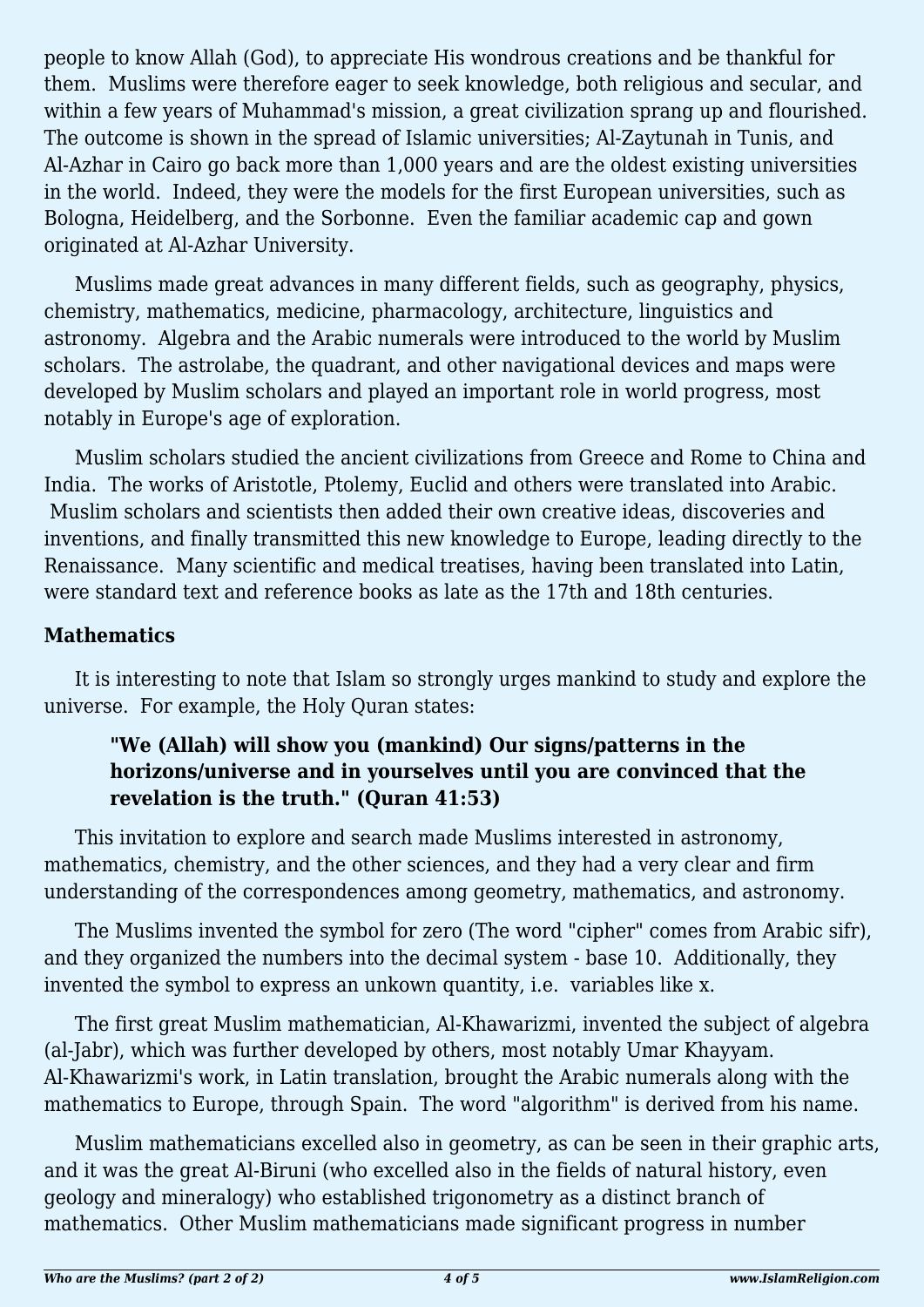people to know Allah (God), to appreciate His wondrous creations and be thankful for them. Muslims were therefore eager to seek knowledge, both religious and secular, and within a few years of Muhammad's mission, a great civilization sprang up and flourished. The outcome is shown in the spread of Islamic universities; Al-Zaytunah in Tunis, and Al-Azhar in Cairo go back more than 1,000 years and are the oldest existing universities in the world. Indeed, they were the models for the first European universities, such as Bologna, Heidelberg, and the Sorbonne. Even the familiar academic cap and gown originated at Al-Azhar University.

Muslims made great advances in many different fields, such as geography, physics, chemistry, mathematics, medicine, pharmacology, architecture, linguistics and astronomy. Algebra and the Arabic numerals were introduced to the world by Muslim scholars. The astrolabe, the quadrant, and other navigational devices and maps were developed by Muslim scholars and played an important role in world progress, most notably in Europe's age of exploration.

Muslim scholars studied the ancient civilizations from Greece and Rome to China and India. The works of Aristotle, Ptolemy, Euclid and others were translated into Arabic. Muslim scholars and scientists then added their own creative ideas, discoveries and inventions, and finally transmitted this new knowledge to Europe, leading directly to the Renaissance. Many scientific and medical treatises, having been translated into Latin, were standard text and reference books as late as the 17th and 18th centuries.

**Mathematics**

It is interesting to note that Islam so strongly urges mankind to study and explore the universe. For example, the Holy Quran states:

> **"We (Allah) will show you (mankind) Our signs/patterns in the horizons/universe and in yourselves until you are convinced that the revelation is the truth." (Quran 41:53)**

This invitation to explore and search made Muslims interested in astronomy, mathematics, chemistry, and the other sciences, and they had a very clear and firm understanding of the correspondences among geometry, mathematics, and astronomy.

The Muslims invented the symbol for zero (The word "cipher" comes from Arabic sifr), and they organized the numbers into the decimal system - base 10. Additionally, they invented the symbol to express an unkown quantity, i.e. variables like x.

The first great Muslim mathematician, Al-Khawarizmi, invented the subject of algebra (al-Jabr), which was further developed by others, most notably Umar Khayyam. Al-Khawarizmi's work, in Latin translation, brought the Arabic numerals along with the mathematics to Europe, through Spain. The word "algorithm" is derived from his name.

Muslim mathematicians excelled also in geometry, as can be seen in their graphic arts, and it was the great Al-Biruni (who excelled also in the fields of natural history, even geology and mineralogy) who established trigonometry as a distinct branch of mathematics. Other Muslim mathematicians made significant progress in number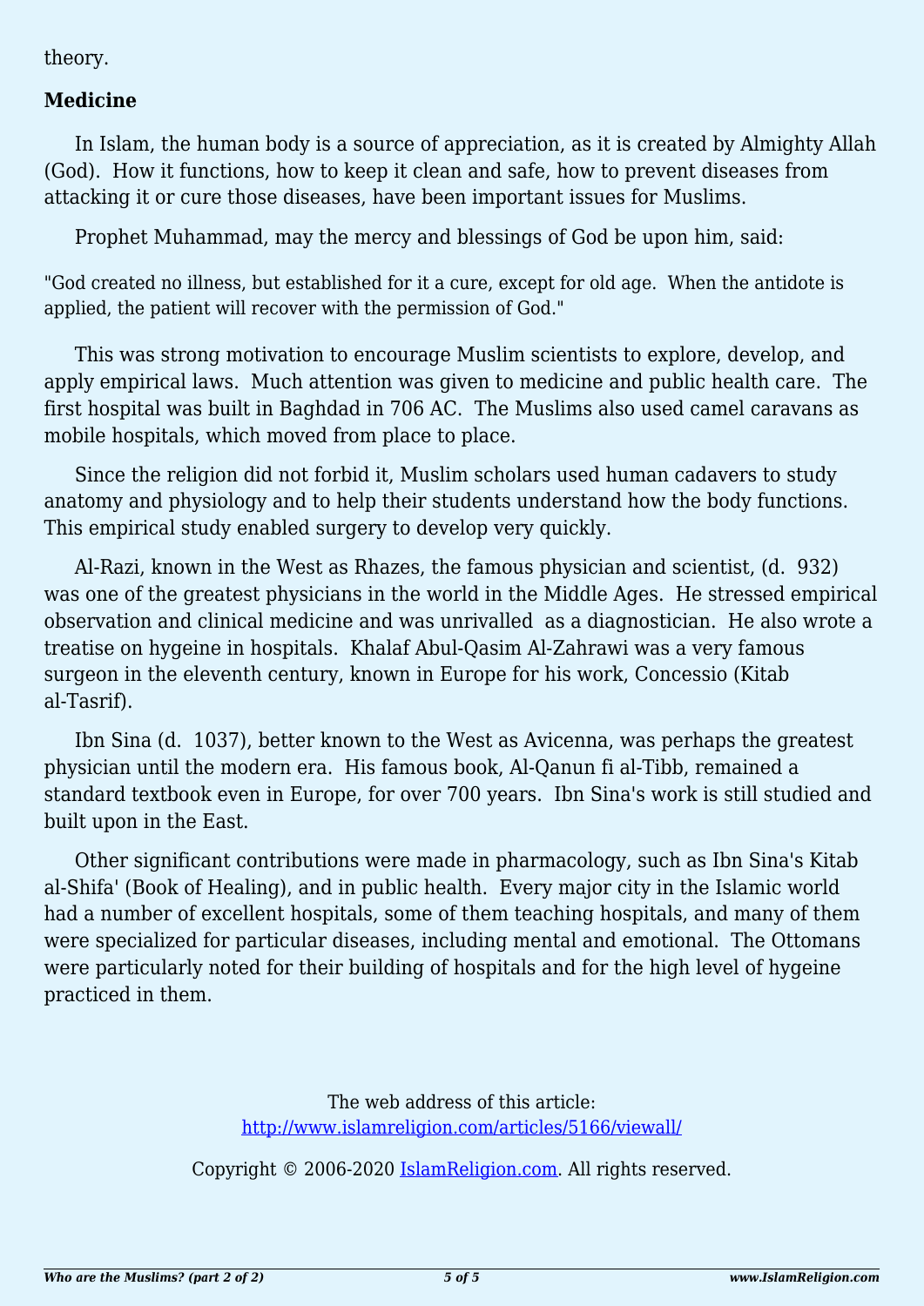theory.

**Medicine**

In Islam, the human body is a source of appreciation, as it is created by Almighty Allah (God). How it functions, how to keep it clean and safe, how to prevent diseases from attacking it or cure those diseases, have been important issues for Muslims.

Prophet Muhammad, may the mercy and blessings of God be upon him, said:

"God created no illness, but established for it a cure, except for old age. When the antidote is applied, the patient will recover with the permission of God."

This was strong motivation to encourage Muslim scientists to explore, develop, and apply empirical laws. Much attention was given to medicine and public health care. The first hospital was built in Baghdad in 706 AC. The Muslims also used camel caravans as mobile hospitals, which moved from place to place.

Since the religion did not forbid it, Muslim scholars used human cadavers to study anatomy and physiology and to help their students understand how the body functions. This empirical study enabled surgery to develop very quickly.

Al-Razi, known in the West as Rhazes, the famous physician and scientist, (d. 932) was one of the greatest physicians in the world in the Middle Ages. He stressed empirical observation and clinical medicine and was unrivalled as a diagnostician. He also wrote a treatise on hygeine in hospitals. Khalaf Abul-Qasim Al-Zahrawi was a very famous surgeon in the eleventh century, known in Europe for his work, Concessio (Kitab al-Tasrif).

Ibn Sina (d. 1037), better known to the West as Avicenna, was perhaps the greatest physician until the modern era. His famous book, Al-Qanun fi al-Tibb, remained a standard textbook even in Europe, for over 700 years. Ibn Sina's work is still studied and built upon in the East.

Other significant contributions were made in pharmacology, such as Ibn Sina's Kitab al-Shifa' (Book of Healing), and in public health. Every major city in the Islamic world had a number of excellent hospitals, some of them teaching hospitals, and many of them were specialized for particular diseases, including mental and emotional. The Ottomans were particularly noted for their building of hospitals and for the high level of hygeine practiced in them.

The web address of this article:
http://www.islamreligion.com/articles/5166/viewall/

Copyright © 2006-2020 IslamReligion.com. All rights reserved.